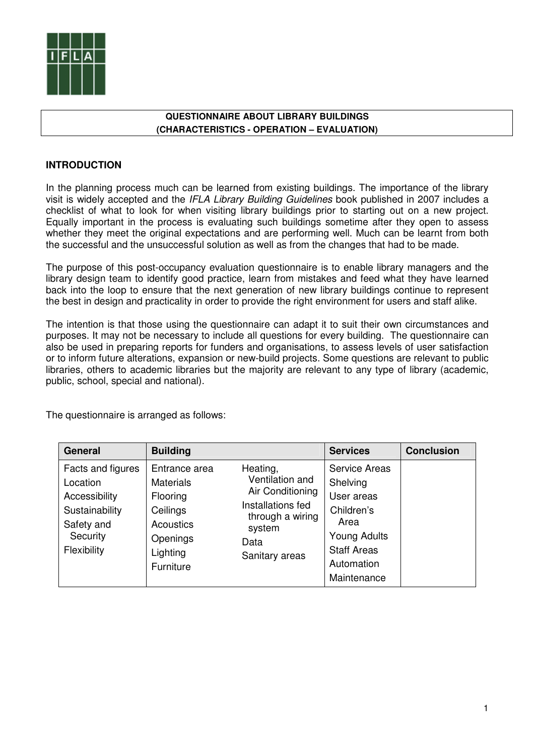**QUESTIONNAIRE ABOUT LIBRARY BUILDINGS**
**(CHARACTERISTICS - OPERATION – EVALUATION)**

## INTRODUCTION

In the planning process much can be learned from existing buildings. The importance of the library visit is widely accepted and the *IFLA Library Building Guidelines* book published in 2007 includes a checklist of what to look for when visiting library buildings prior to starting out on a new project. Equally important in the process is evaluating such buildings sometime after they open to assess whether they meet the original expectations and are performing well. Much can be learnt from both the successful and the unsuccessful solution as well as from the changes that had to be made.

The purpose of this post-occupancy evaluation questionnaire is to enable library managers and the library design team to identify good practice, learn from mistakes and feed what they have learned back into the loop to ensure that the next generation of new library buildings continue to represent the best in design and practicality in order to provide the right environment for users and staff alike.

The intention is that those using the questionnaire can adapt it to suit their own circumstances and purposes. It may not be necessary to include all questions for every building. The questionnaire can also be used in preparing reports for funders and organisations, to assess levels of user satisfaction or to inform future alterations, expansion or new-build projects. Some questions are relevant to public libraries, others to academic libraries but the majority are relevant to any type of library (academic, public, school, special and national).

The questionnaire is arranged as follows:

| General | Building | | Services | Conclusion |
|---|---|---|---|---|
| Facts and figures<br>Location<br>Accessibility<br>Sustainability<br>Safety and Security<br>Flexibility | Entrance area<br>Materials<br>Flooring<br>Ceilings<br>Acoustics<br>Openings<br>Lighting<br>Furniture | Heating, Ventilation and Air Conditioning<br>Installations fed through a wiring system<br>Data<br>Sanitary areas | Service Areas<br>Shelving<br>User areas<br>Children's Area<br>Young Adults<br>Staff Areas<br>Automation<br>Maintenance | |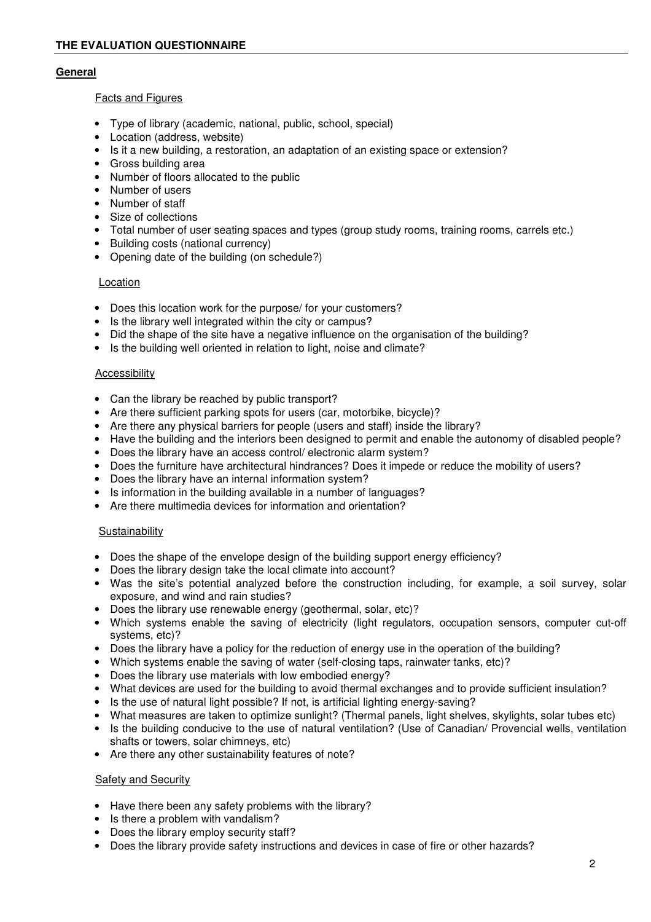## THE EVALUATION QUESTIONNAIRE

### General

#### Facts and Figures

- Type of library (academic, national, public, school, special)
- Location (address, website)
- Is it a new building, a restoration, an adaptation of an existing space or extension?
- Gross building area
- Number of floors allocated to the public
- Number of users
- Number of staff
- Size of collections
- Total number of user seating spaces and types (group study rooms, training rooms, carrels etc.)
- Building costs (national currency)
- Opening date of the building (on schedule?)

#### Location

- Does this location work for the purpose/ for your customers?
- Is the library well integrated within the city or campus?
- Did the shape of the site have a negative influence on the organisation of the building?
- Is the building well oriented in relation to light, noise and climate?

#### Accessibility

- Can the library be reached by public transport?
- Are there sufficient parking spots for users (car, motorbike, bicycle)?
- Are there any physical barriers for people (users and staff) inside the library?
- Have the building and the interiors been designed to permit and enable the autonomy of disabled people?
- Does the library have an access control/ electronic alarm system?
- Does the furniture have architectural hindrances? Does it impede or reduce the mobility of users?
- Does the library have an internal information system?
- Is information in the building available in a number of languages?
- Are there multimedia devices for information and orientation?

#### Sustainability

- Does the shape of the envelope design of the building support energy efficiency?
- Does the library design take the local climate into account?
- Was the site's potential analyzed before the construction including, for example, a soil survey, solar exposure, and wind and rain studies?
- Does the library use renewable energy (geothermal, solar, etc)?
- Which systems enable the saving of electricity (light regulators, occupation sensors, computer cut-off systems, etc)?
- Does the library have a policy for the reduction of energy use in the operation of the building?
- Which systems enable the saving of water (self-closing taps, rainwater tanks, etc)?
- Does the library use materials with low embodied energy?
- What devices are used for the building to avoid thermal exchanges and to provide sufficient insulation?
- Is the use of natural light possible? If not, is artificial lighting energy-saving?
- What measures are taken to optimize sunlight? (Thermal panels, light shelves, skylights, solar tubes etc)
- Is the building conducive to the use of natural ventilation? (Use of Canadian/ Provencial wells, ventilation shafts or towers, solar chimneys, etc)
- Are there any other sustainability features of note?

#### Safety and Security

- Have there been any safety problems with the library?
- Is there a problem with vandalism?
- Does the library employ security staff?
- Does the library provide safety instructions and devices in case of fire or other hazards?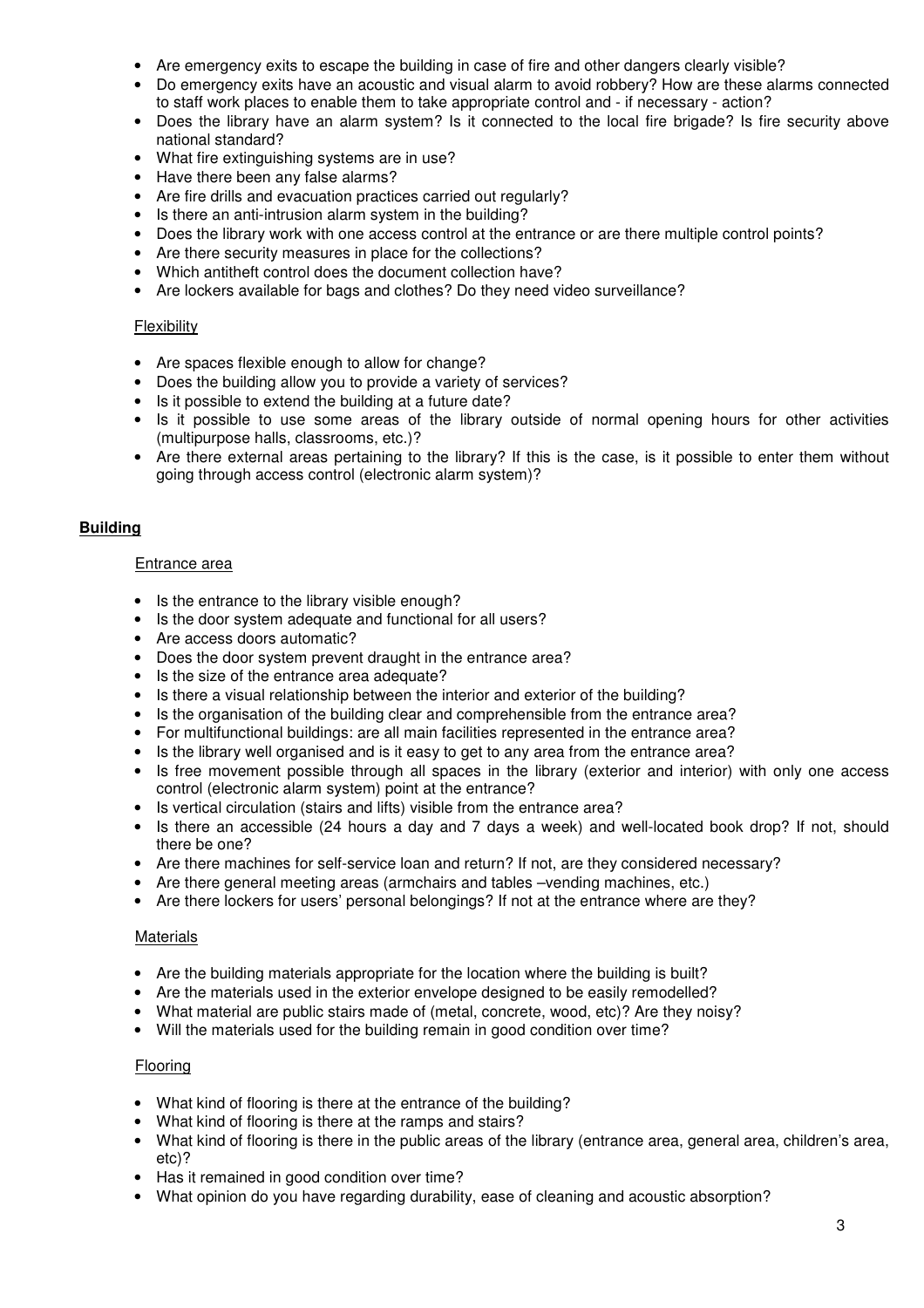- Are emergency exits to escape the building in case of fire and other dangers clearly visible?
- Do emergency exits have an acoustic and visual alarm to avoid robbery? How are these alarms connected to staff work places to enable them to take appropriate control and - if necessary - action?
- Does the library have an alarm system? Is it connected to the local fire brigade? Is fire security above national standard?
- What fire extinguishing systems are in use?
- Have there been any false alarms?
- Are fire drills and evacuation practices carried out regularly?
- Is there an anti-intrusion alarm system in the building?
- Does the library work with one access control at the entrance or are there multiple control points?
- Are there security measures in place for the collections?
- Which antitheft control does the document collection have?
- Are lockers available for bags and clothes? Do they need video surveillance?

### Flexibility

- Are spaces flexible enough to allow for change?
- Does the building allow you to provide a variety of services?
- Is it possible to extend the building at a future date?
- Is it possible to use some areas of the library outside of normal opening hours for other activities (multipurpose halls, classrooms, etc.)?
- Are there external areas pertaining to the library? If this is the case, is it possible to enter them without going through access control (electronic alarm system)?

## Building

### Entrance area

- Is the entrance to the library visible enough?
- Is the door system adequate and functional for all users?
- Are access doors automatic?
- Does the door system prevent draught in the entrance area?
- Is the size of the entrance area adequate?
- Is there a visual relationship between the interior and exterior of the building?
- Is the organisation of the building clear and comprehensible from the entrance area?
- For multifunctional buildings: are all main facilities represented in the entrance area?
- Is the library well organised and is it easy to get to any area from the entrance area?
- Is free movement possible through all spaces in the library (exterior and interior) with only one access control (electronic alarm system) point at the entrance?
- Is vertical circulation (stairs and lifts) visible from the entrance area?
- Is there an accessible (24 hours a day and 7 days a week) and well-located book drop? If not, should there be one?
- Are there machines for self-service loan and return? If not, are they considered necessary?
- Are there general meeting areas (armchairs and tables –vending machines, etc.)
- Are there lockers for users' personal belongings? If not at the entrance where are they?

### Materials

- Are the building materials appropriate for the location where the building is built?
- Are the materials used in the exterior envelope designed to be easily remodelled?
- What material are public stairs made of (metal, concrete, wood, etc)? Are they noisy?
- Will the materials used for the building remain in good condition over time?

### Flooring

- What kind of flooring is there at the entrance of the building?
- What kind of flooring is there at the ramps and stairs?
- What kind of flooring is there in the public areas of the library (entrance area, general area, children's area, etc)?
- Has it remained in good condition over time?
- What opinion do you have regarding durability, ease of cleaning and acoustic absorption?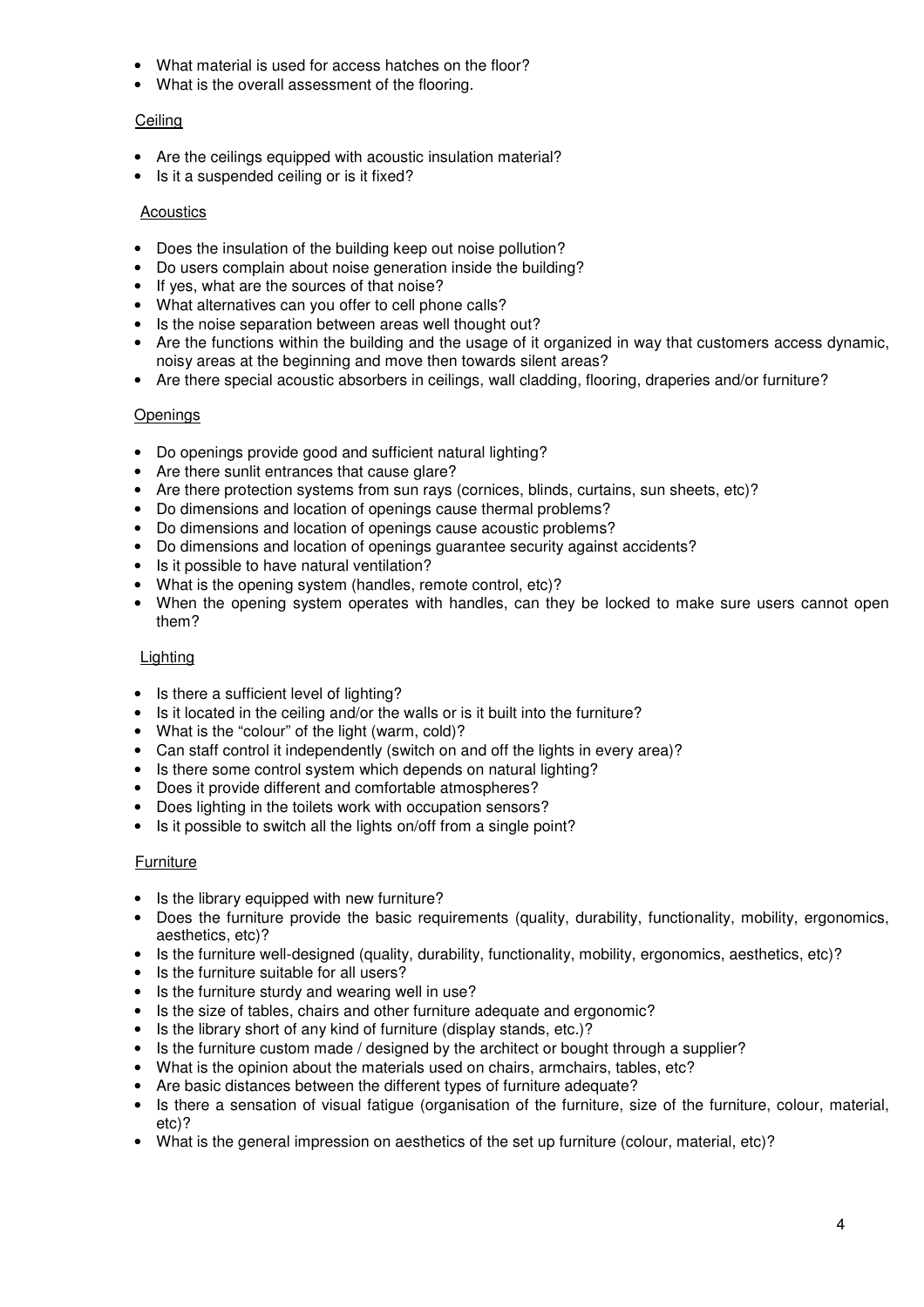- What material is used for access hatches on the floor?
- What is the overall assessment of the flooring.

Ceiling

- Are the ceilings equipped with acoustic insulation material?
- Is it a suspended ceiling or is it fixed?

Acoustics

- Does the insulation of the building keep out noise pollution?
- Do users complain about noise generation inside the building?
- If yes, what are the sources of that noise?
- What alternatives can you offer to cell phone calls?
- Is the noise separation between areas well thought out?
- Are the functions within the building and the usage of it organized in way that customers access dynamic, noisy areas at the beginning and move then towards silent areas?
- Are there special acoustic absorbers in ceilings, wall cladding, flooring, draperies and/or furniture?

Openings

- Do openings provide good and sufficient natural lighting?
- Are there sunlit entrances that cause glare?
- Are there protection systems from sun rays (cornices, blinds, curtains, sun sheets, etc)?
- Do dimensions and location of openings cause thermal problems?
- Do dimensions and location of openings cause acoustic problems?
- Do dimensions and location of openings guarantee security against accidents?
- Is it possible to have natural ventilation?
- What is the opening system (handles, remote control, etc)?
- When the opening system operates with handles, can they be locked to make sure users cannot open them?

Lighting

- Is there a sufficient level of lighting?
- Is it located in the ceiling and/or the walls or is it built into the furniture?
- What is the "colour" of the light (warm, cold)?
- Can staff control it independently (switch on and off the lights in every area)?
- Is there some control system which depends on natural lighting?
- Does it provide different and comfortable atmospheres?
- Does lighting in the toilets work with occupation sensors?
- Is it possible to switch all the lights on/off from a single point?

Furniture

- Is the library equipped with new furniture?
- Does the furniture provide the basic requirements (quality, durability, functionality, mobility, ergonomics, aesthetics, etc)?
- Is the furniture well-designed (quality, durability, functionality, mobility, ergonomics, aesthetics, etc)?
- Is the furniture suitable for all users?
- Is the furniture sturdy and wearing well in use?
- Is the size of tables, chairs and other furniture adequate and ergonomic?
- Is the library short of any kind of furniture (display stands, etc.)?
- Is the furniture custom made / designed by the architect or bought through a supplier?
- What is the opinion about the materials used on chairs, armchairs, tables, etc?
- Are basic distances between the different types of furniture adequate?
- Is there a sensation of visual fatigue (organisation of the furniture, size of the furniture, colour, material, etc)?
- What is the general impression on aesthetics of the set up furniture (colour, material, etc)?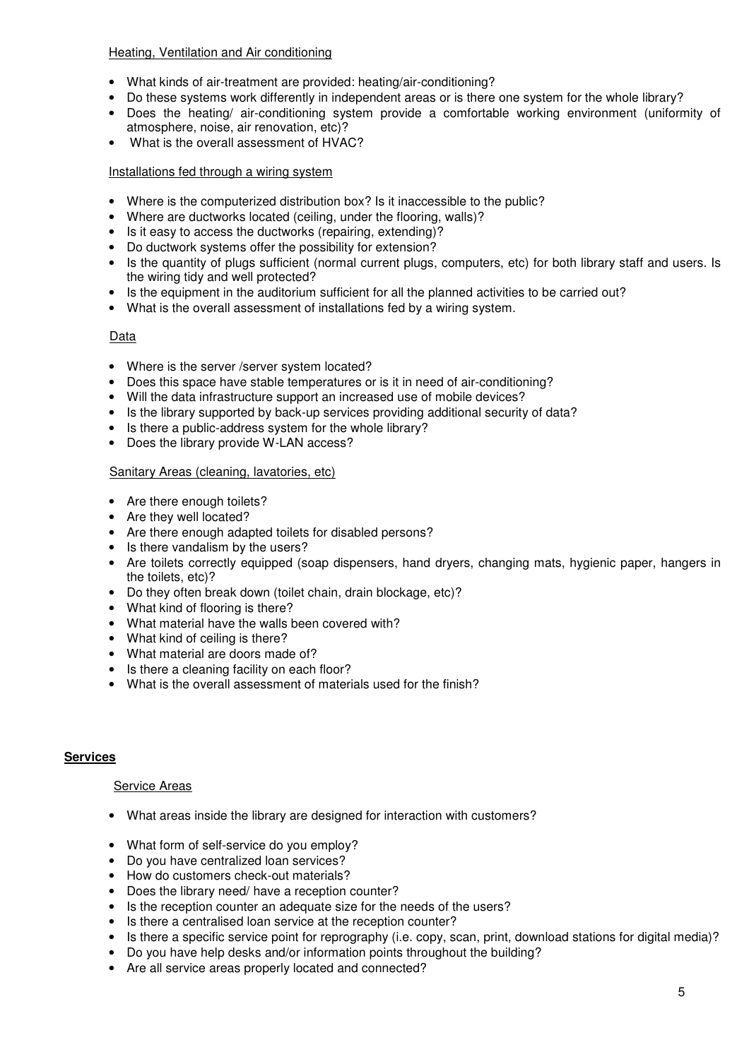Heating, Ventilation and Air conditioning

- What kinds of air-treatment are provided: heating/air-conditioning?
- Do these systems work differently in independent areas or is there one system for the whole library?
- Does the heating/ air-conditioning system provide a comfortable working environment (uniformity of atmosphere, noise, air renovation, etc)?
- What is the overall assessment of HVAC?

Installations fed through a wiring system

- Where is the computerized distribution box? Is it inaccessible to the public?
- Where are ductworks located (ceiling, under the flooring, walls)?
- Is it easy to access the ductworks (repairing, extending)?
- Do ductwork systems offer the possibility for extension?
- Is the quantity of plugs sufficient (normal current plugs, computers, etc) for both library staff and users. Is the wiring tidy and well protected?
- Is the equipment in the auditorium sufficient for all the planned activities to be carried out?
- What is the overall assessment of installations fed by a wiring system.

Data

- Where is the server /server system located?
- Does this space have stable temperatures or is it in need of air-conditioning?
- Will the data infrastructure support an increased use of mobile devices?
- Is the library supported by back-up services providing additional security of data?
- Is there a public-address system for the whole library?
- Does the library provide W-LAN access?

Sanitary Areas (cleaning, lavatories, etc)

- Are there enough toilets?
- Are they well located?
- Are there enough adapted toilets for disabled persons?
- Is there vandalism by the users?
- Are toilets correctly equipped (soap dispensers, hand dryers, changing mats, hygienic paper, hangers in the toilets, etc)?
- Do they often break down (toilet chain, drain blockage, etc)?
- What kind of flooring is there?
- What material have the walls been covered with?
- What kind of ceiling is there?
- What material are doors made of?
- Is there a cleaning facility on each floor?
- What is the overall assessment of materials used for the finish?

**Services**

Service Areas

- What areas inside the library are designed for interaction with customers?
- What form of self-service do you employ?
- Do you have centralized loan services?
- How do customers check-out materials?
- Does the library need/ have a reception counter?
- Is the reception counter an adequate size for the needs of the users?
- Is there a centralised loan service at the reception counter?
- Is there a specific service point for reprography (i.e. copy, scan, print, download stations for digital media)?
- Do you have help desks and/or information points throughout the building?
- Are all service areas properly located and connected?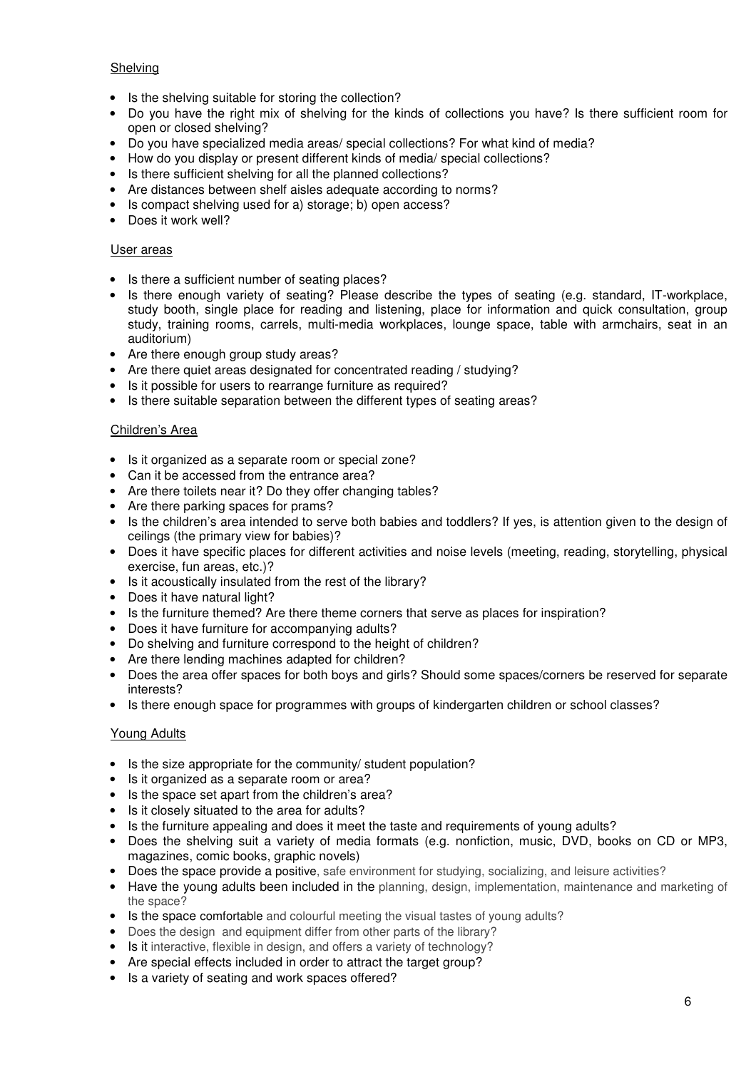Shelving

- Is the shelving suitable for storing the collection?
- Do you have the right mix of shelving for the kinds of collections you have? Is there sufficient room for open or closed shelving?
- Do you have specialized media areas/ special collections? For what kind of media?
- How do you display or present different kinds of media/ special collections?
- Is there sufficient shelving for all the planned collections?
- Are distances between shelf aisles adequate according to norms?
- Is compact shelving used for a) storage; b) open access?
- Does it work well?

User areas

- Is there a sufficient number of seating places?
- Is there enough variety of seating? Please describe the types of seating (e.g. standard, IT-workplace, study booth, single place for reading and listening, place for information and quick consultation, group study, training rooms, carrels, multi-media workplaces, lounge space, table with armchairs, seat in an auditorium)
- Are there enough group study areas?
- Are there quiet areas designated for concentrated reading / studying?
- Is it possible for users to rearrange furniture as required?
- Is there suitable separation between the different types of seating areas?

Children's Area

- Is it organized as a separate room or special zone?
- Can it be accessed from the entrance area?
- Are there toilets near it? Do they offer changing tables?
- Are there parking spaces for prams?
- Is the children's area intended to serve both babies and toddlers? If yes, is attention given to the design of ceilings (the primary view for babies)?
- Does it have specific places for different activities and noise levels (meeting, reading, storytelling, physical exercise, fun areas, etc.)?
- Is it acoustically insulated from the rest of the library?
- Does it have natural light?
- Is the furniture themed? Are there theme corners that serve as places for inspiration?
- Does it have furniture for accompanying adults?
- Do shelving and furniture correspond to the height of children?
- Are there lending machines adapted for children?
- Does the area offer spaces for both boys and girls? Should some spaces/corners be reserved for separate interests?
- Is there enough space for programmes with groups of kindergarten children or school classes?

Young Adults

- Is the size appropriate for the community/ student population?
- Is it organized as a separate room or area?
- Is the space set apart from the children's area?
- Is it closely situated to the area for adults?
- Is the furniture appealing and does it meet the taste and requirements of young adults?
- Does the shelving suit a variety of media formats (e.g. nonfiction, music, DVD, books on CD or MP3, magazines, comic books, graphic novels)
- Does the space provide a positive, safe environment for studying, socializing, and leisure activities?
- Have the young adults been included in the planning, design, implementation, maintenance and marketing of the space?
- Is the space comfortable and colourful meeting the visual tastes of young adults?
- Does the design and equipment differ from other parts of the library?
- Is it interactive, flexible in design, and offers a variety of technology?
- Are special effects included in order to attract the target group?
- Is a variety of seating and work spaces offered?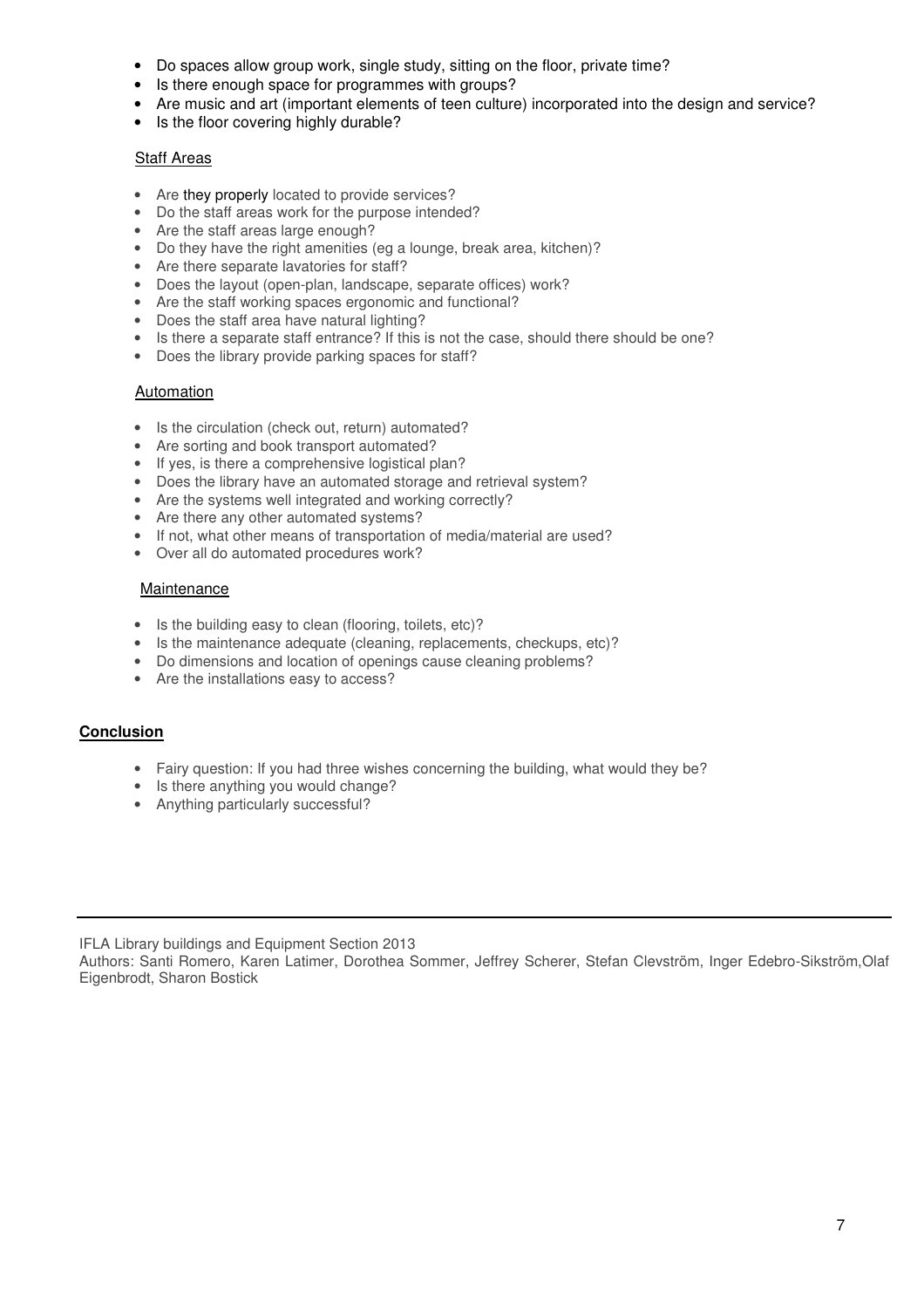- Do spaces allow group work, single study, sitting on the floor, private time?
- Is there enough space for programmes with groups?
- Are music and art (important elements of teen culture) incorporated into the design and service?
- Is the floor covering highly durable?

Staff Areas

- Are they properly located to provide services?
- Do the staff areas work for the purpose intended?
- Are the staff areas large enough?
- Do they have the right amenities (eg a lounge, break area, kitchen)?
- Are there separate lavatories for staff?
- Does the layout (open-plan, landscape, separate offices) work?
- Are the staff working spaces ergonomic and functional?
- Does the staff area have natural lighting?
- Is there a separate staff entrance? If this is not the case, should there should be one?
- Does the library provide parking spaces for staff?

Automation

- Is the circulation (check out, return) automated?
- Are sorting and book transport automated?
- If yes, is there a comprehensive logistical plan?
- Does the library have an automated storage and retrieval system?
- Are the systems well integrated and working correctly?
- Are there any other automated systems?
- If not, what other means of transportation of media/material are used?
- Over all do automated procedures work?

Maintenance

- Is the building easy to clean (flooring, toilets, etc)?
- Is the maintenance adequate (cleaning, replacements, checkups, etc)?
- Do dimensions and location of openings cause cleaning problems?
- Are the installations easy to access?

**Conclusion**

- Fairy question: If you had three wishes concerning the building, what would they be?
- Is there anything you would change?
- Anything particularly successful?

---

IFLA Library buildings and Equipment Section 2013

Authors: Santi Romero, Karen Latimer, Dorothea Sommer, Jeffrey Scherer, Stefan Clevström, Inger Edebro-Sikström,Olaf Eigenbrodt, Sharon Bostick